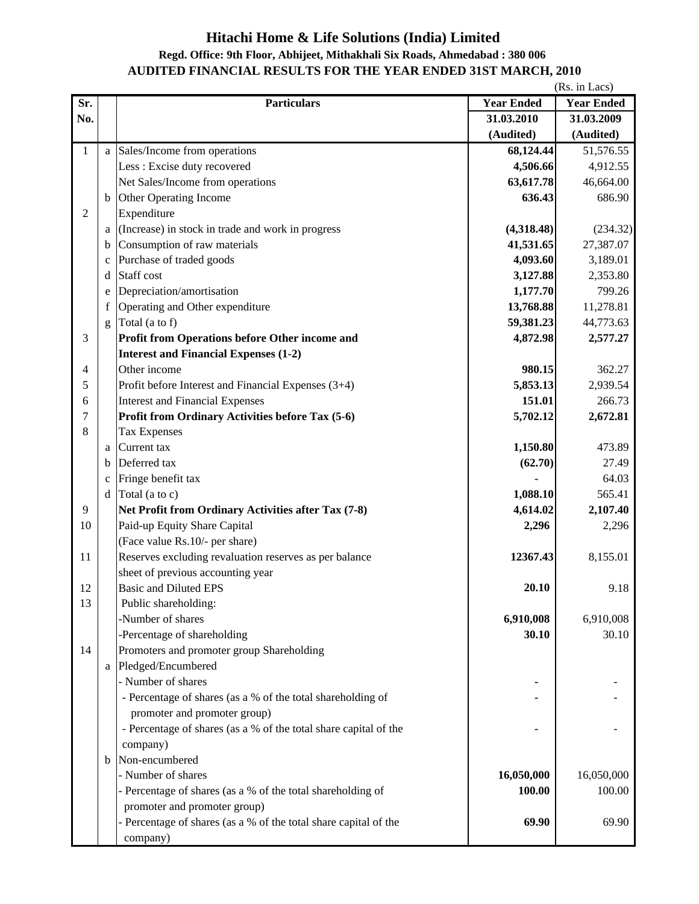# Hitachi Home & Life Solutions (India) Limited

**Regd. Office: 9th Floor, Abhijeet, Mithakhali Six Roads, Ahmedabad : 380 006**

**AUDITED FINANCIAL RESULTS FOR THE YEAR ENDED 31ST MARCH, 2010**

(Rs. in Lacs)

| Sr. No. | | Particulars | Year Ended 31.03.2010 (Audited) | Year Ended 31.03.2009 (Audited) |
|---|---|---|---|---|
| 1 | a | Sales/Income from operations | **68,124.44** | 51,576.55 |
| | | Less : Excise duty recovered | **4,506.66** | 4,912.55 |
| | | Net Sales/Income from operations | **63,617.78** | 46,664.00 |
| | b | Other Operating Income | **636.43** | 686.90 |
| 2 | | Expenditure | | |
| | a | (Increase) in stock in trade and work in progress | **(4,318.48)** | (234.32) |
| | b | Consumption of raw materials | **41,531.65** | 27,387.07 |
| | c | Purchase of traded goods | **4,093.60** | 3,189.01 |
| | d | Staff cost | **3,127.88** | 2,353.80 |
| | e | Depreciation/amortisation | **1,177.70** | 799.26 |
| | f | Operating and Other expenditure | **13,768.88** | 11,278.81 |
| | g | Total (a to f) | **59,381.23** | 44,773.63 |
| 3 | | **Profit from Operations before Other income and Interest and Financial Expenses (1-2)** | **4,872.98** | **2,577.27** |
| 4 | | Other income | **980.15** | 362.27 |
| 5 | | Profit before Interest and Financial Expenses (3+4) | **5,853.13** | 2,939.54 |
| 6 | | Interest and Financial Expenses | **151.01** | 266.73 |
| 7 | | **Profit from Ordinary Activities before Tax (5-6)** | **5,702.12** | **2,672.81** |
| 8 | | Tax Expenses | | |
| | a | Current tax | **1,150.80** | 473.89 |
| | b | Deferred tax | **(62.70)** | 27.49 |
| | c | Fringe benefit tax | **-** | 64.03 |
| | d | Total (a to c) | **1,088.10** | 565.41 |
| 9 | | **Net Profit from Ordinary Activities after Tax (7-8)** | **4,614.02** | **2,107.40** |
| 10 | | Paid-up Equity Share Capital (Face value Rs.10/- per share) | **2,296** | 2,296 |
| 11 | | Reserves excluding revaluation reserves as per balance sheet of previous accounting year | **12367.43** | 8,155.01 |
| 12 | | Basic and Diluted EPS | **20.10** | 9.18 |
| 13 | | Public shareholding: | | |
| | | -Number of shares | **6,910,008** | 6,910,008 |
| | | -Percentage of shareholding | **30.10** | 30.10 |
| 14 | | Promoters and promoter group Shareholding | | |
| | a | Pledged/Encumbered | | |
| | | - Number of shares | **-** | - |
| | | - Percentage of shares (as a % of the total shareholding of promoter and promoter group) | **-** | - |
| | | - Percentage of shares (as a % of the total share capital of the company) | **-** | - |
| | b | Non-encumbered | | |
| | | - Number of shares | **16,050,000** | 16,050,000 |
| | | - Percentage of shares (as a % of the total shareholding of promoter and promoter group) | **100.00** | 100.00 |
| | | - Percentage of shares (as a % of the total share capital of the company) | **69.90** | 69.90 |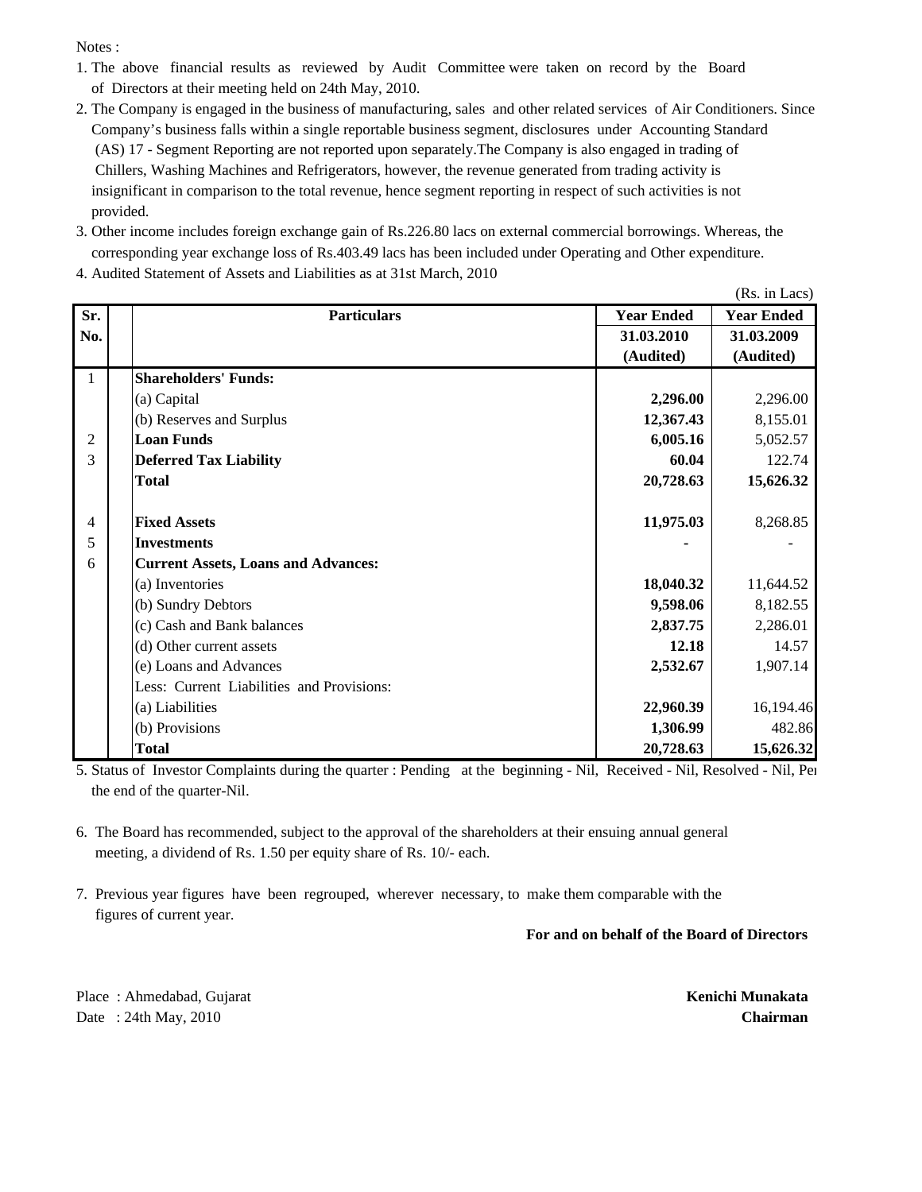Notes :

1. The above financial results as reviewed by Audit Committee were taken on record by the Board of Directors at their meeting held on 24th May, 2010.
2. The Company is engaged in the business of manufacturing, sales and other related services of Air Conditioners. Since Company's business falls within a single reportable business segment, disclosures under Accounting Standard (AS) 17 - Segment Reporting are not reported upon separately.The Company is also engaged in trading of Chillers, Washing Machines and Refrigerators, however, the revenue generated from trading activity is insignificant in comparison to the total revenue, hence segment reporting in respect of such activities is not provided.
3. Other income includes foreign exchange gain of Rs.226.80 lacs on external commercial borrowings. Whereas, the corresponding year exchange loss of Rs.403.49 lacs has been included under Operating and Other expenditure.
4. Audited Statement of Assets and Liabilities as at 31st March, 2010

(Rs. in Lacs)

| Sr. No. | | Particulars | Year Ended 31.03.2010 (Audited) | Year Ended 31.03.2009 (Audited) |
|---|---|---|---|---|
| 1 | | **Shareholders' Funds:** | | |
| | | (a) Capital | **2,296.00** | 2,296.00 |
| | | (b) Reserves and Surplus | **12,367.43** | 8,155.01 |
| 2 | | **Loan Funds** | **6,005.16** | 5,052.57 |
| 3 | | **Deferred Tax Liability** | **60.04** | 122.74 |
| | | **Total** | **20,728.63** | **15,626.32** |
| 4 | | **Fixed Assets** | **11,975.03** | 8,268.85 |
| 5 | | **Investments** | **-** | - |
| 6 | | **Current Assets, Loans and Advances:** | | |
| | | (a) Inventories | **18,040.32** | 11,644.52 |
| | | (b) Sundry Debtors | **9,598.06** | 8,182.55 |
| | | (c) Cash and Bank balances | **2,837.75** | 2,286.01 |
| | | (d) Other current assets | **12.18** | 14.57 |
| | | (e) Loans and Advances | **2,532.67** | 1,907.14 |
| | | Less: Current Liabilities and Provisions: | | |
| | | (a) Liabilities | **22,960.39** | 16,194.46 |
| | | (b) Provisions | **1,306.99** | 482.86 |
| | | **Total** | **20,728.63** | **15,626.32** |

5. Status of Investor Complaints during the quarter : Pending at the beginning - Nil, Received - Nil, Resolved - Nil, Per the end of the quarter-Nil.

6. The Board has recommended, subject to the approval of the shareholders at their ensuing annual general meeting, a dividend of Rs. 1.50 per equity share of Rs. 10/- each.

7. Previous year figures have been regrouped, wherever necessary, to make them comparable with the figures of current year.

**For and on behalf of the Board of Directors**

Place : Ahmedabad, Gujarat

Date : 24th May, 2010

**Kenichi Munakata**

**Chairman**